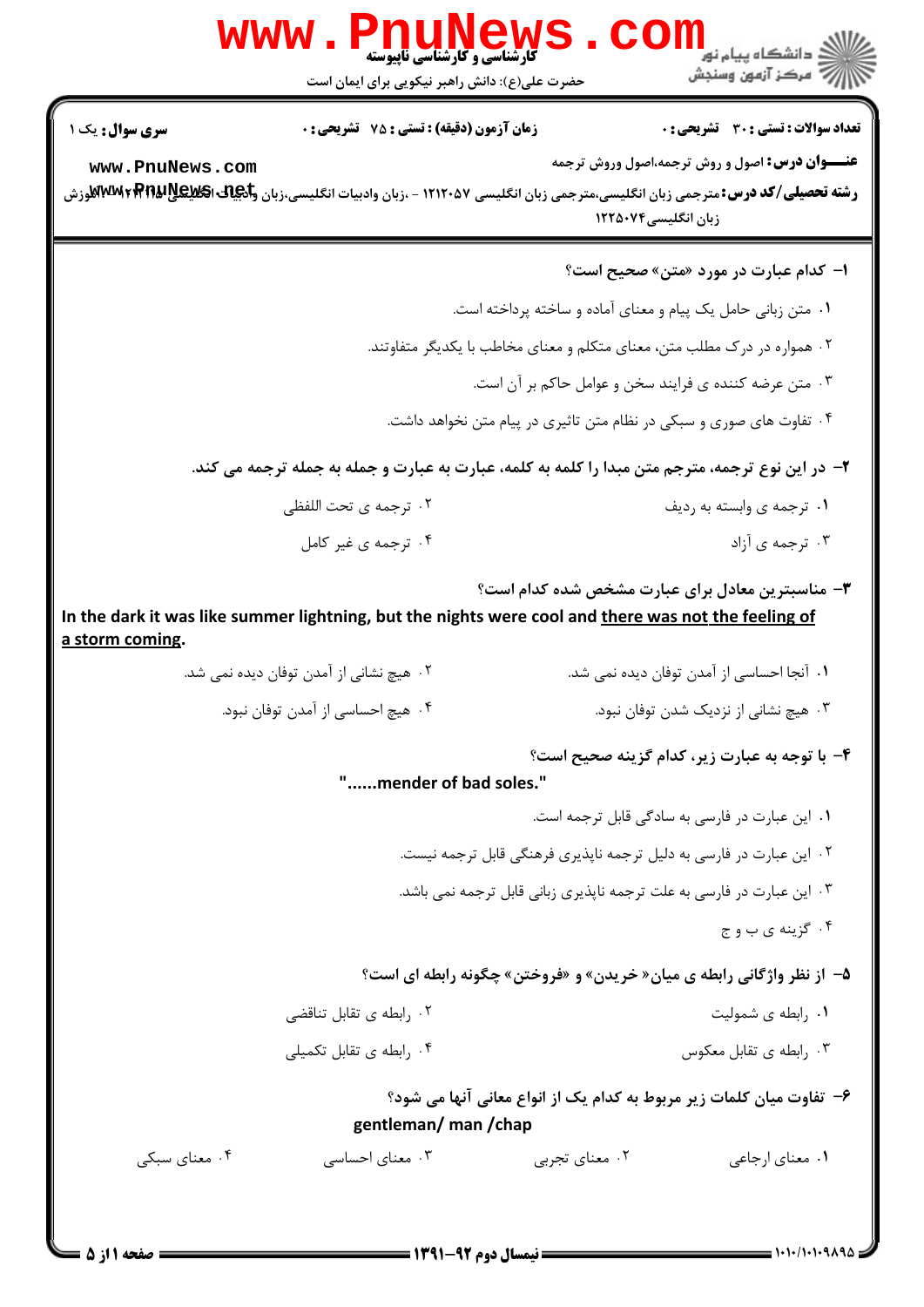**کارشناسی و کارشناسی ناپیوسته**

حضرت علی(ع): دانش راهبر نیکویی برای ایمان است

**سری سوال:** یک ۱ | **زمان آزمون (دقیقه) : تستی : ۷۵ تشریحی : ۰** | **تعداد سوالات : تستی : ۳۰ تشریحی : ۰**

**عنـــوان درس:** اصول و روش ترجمه،اصول وروش ترجمه

**رشته تحصیلی/کد درس:** مترجمی زبان انگلیسی،مترجمی زبان انگلیسی ۱۲۱۲۰۵۷ - ،زبان وادبیات انگلیسی،زبان وادبیات انگلیسی ۱۲۱۲۱۴۸ - ،آموزش زبان انگلیسی۱۲۲۵۰۷۴

**۱- کدام عبارت در مورد «متن» صحیح است؟**

۱. متن زبانی حامل یک پیام و معنای آماده و ساخته پرداخته است.

۲. همواره در درک مطلب متن، معنای متکلم و معنای مخاطب با یکدیگر متفاوتند.

۳. متن عرضه کننده ی فرایند سخن و عوامل حاکم بر آن است.

۴. تفاوت های صوری و سبکی در نظام متن تاثیری در پیام متن نخواهد داشت.

**۲- در این نوع ترجمه، مترجم متن مبدا را کلمه به کلمه، عبارت به عبارت و جمله به جمله ترجمه می کند.**

۱. ترجمه ی وابسته به ردیف

۲. ترجمه ی تحت اللفظی

۳. ترجمه ی آزاد

۴. ترجمه ی غیر کامل

**۳- مناسبترین معادل برای عبارت مشخص شده کدام است؟**

In the dark it was like summer lightning, but the nights were cool and <u>there was not the feeling of a storm coming</u>.

۱. آنجا احساسی از آمدن توفان دیده نمی شد.

۲. هیچ نشانی از آمدن توفان دیده نمی شد.

۳. هیچ نشانی از نزدیک شدن توفان نبود.

۴. هیچ احساسی از آمدن توفان نبود.

**۴- با توجه به عبارت زیر، کدام گزینه صحیح است؟**

"......mender of bad soles."

۱. این عبارت در فارسی به سادگی قابل ترجمه است.

۲. این عبارت در فارسی به دلیل ترجمه ناپذیری فرهنگی قابل ترجمه نیست.

۳. این عبارت در فارسی به علت ترجمه ناپذیری زبانی قابل ترجمه نمی باشد.

۴. گزینه ی ب و ج

**۵- از نظر واژگانی رابطه ی میان« خریدن» و «فروختن» چگونه رابطه ای است؟**

۱. رابطه ی شمولیت

۲. رابطه ی تقابل تناقضی

۳. رابطه ی تقابل معکوس

۴. رابطه ی تقابل تکمیلی

**۶- تفاوت میان کلمات زیر مربوط به کدام یک از انواع معانی آنها می شود؟**

gentleman/ man /chap

۱. معنای ارجاعی

۲. معنای تجربی

۳. معنای احساسی

۴. معنای سبکی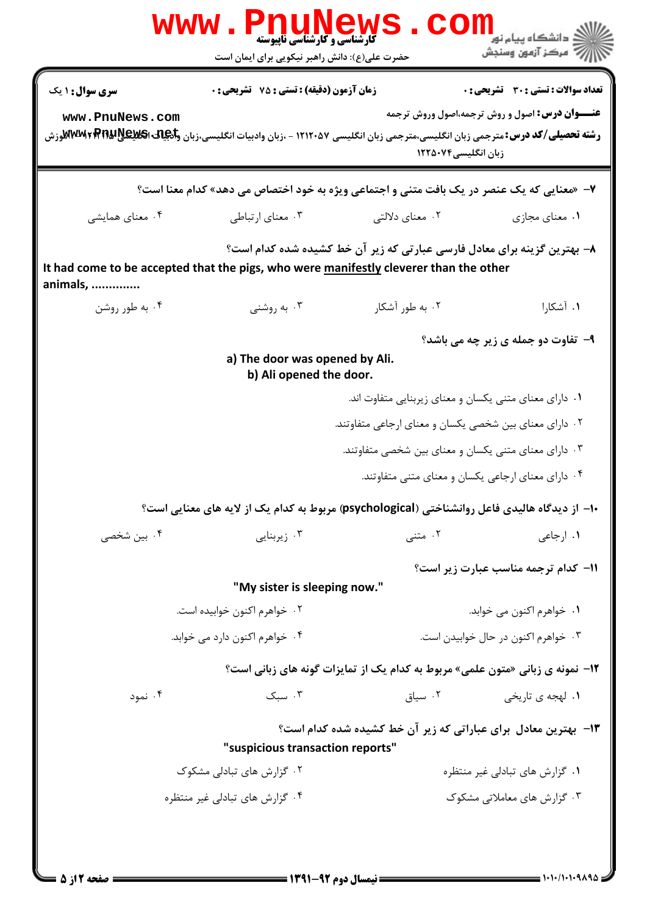**تعداد سوالات : تستی : ۳۰ تشریحی : ۰** | **زمان آزمون (دقیقه) : تستی : ۷۵ تشریحی : ۰** | **سری سوال : ۱ یک**

**عنـــوان درس :** اصول و روش ترجمه،اصول وروش ترجمه

**رشته تحصیلی/کد درس :** مترجمی زبان انگلیسی،مترجمی زبان انگلیسی ۱۲۱۲۰۵۷ - ،زبان وادبیات انگلیسی،زبان وادبیات انگلیسی ۱۲۱۲۳۰۳ - ،آموزش زبان انگلیسی۱۲۲۵۰۷۴

---

۷- «معنایی که یک عنصر در یک بافت متنی و اجتماعی ویژه به خود اختصاص می دهد» کدام معنا است؟

۱. معنای مجازی
۲. معنای دلالتی
۳. معنای ارتباطی
۴. معنای همایشی

۸- بهترین گزینه برای معادل فارسی عبارتی که زیر آن خط کشیده شده کدام است؟

It had come to be accepted that the pigs, who were manifestly cleverer than the other animals, .............

۱. آشکارا
۲. به طور آشکار
۳. به روشنی
۴. به طور روشن

۹- تفاوت دو جمله ی زیر چه می باشد؟

a) The door was opened by Ali.
b) Ali opened the door.

۱. دارای معنای متنی یکسان و معنای زیربنایی متفاوت اند.
۲. دارای معنای بین شخصی یکسان و معنای ارجاعی متفاوتند.
۳. دارای معنای متنی یکسان و معنای بین شخصی متفاوتند.
۴. دارای معنای ارجاعی یکسان و معنای متنی متفاوتند.

۱۰- از دیدگاه هالیدی فاعل روانشناختی (psychological) مربوط به کدام یک از لایه های معنایی است؟

۱. ارجاعی
۲. متنی
۳. زیربنایی
۴. بین شخصی

۱۱- کدام ترجمه مناسب عبارت زیر است؟

"My sister is sleeping now."

۱. خواهرم اکنون می خوابد.
۲. خواهرم اکنون خوابیده است.
۳. خواهرم اکنون در حال خوابیدن است.
۴. خواهرم اکنون دارد می خوابد.

۱۲- نمونه ی زبانی «متون علمی» مربوط به کدام یک از تمایزات گونه های زبانی است؟

۱. لهجه ی تاریخی
۲. سیاق
۳. سبک
۴. نمود

۱۳- بهترین معادل برای عباراتی که زیر آن خط کشیده شده کدام است؟

"suspicious transaction reports"

۱. گزارش های تبادلی غیر منتظره
۲. گزارش های تبادلی مشکوک
۳. گزارش های معاملاتی مشکوک
۴. گزارش های تبادلی غیر منتظره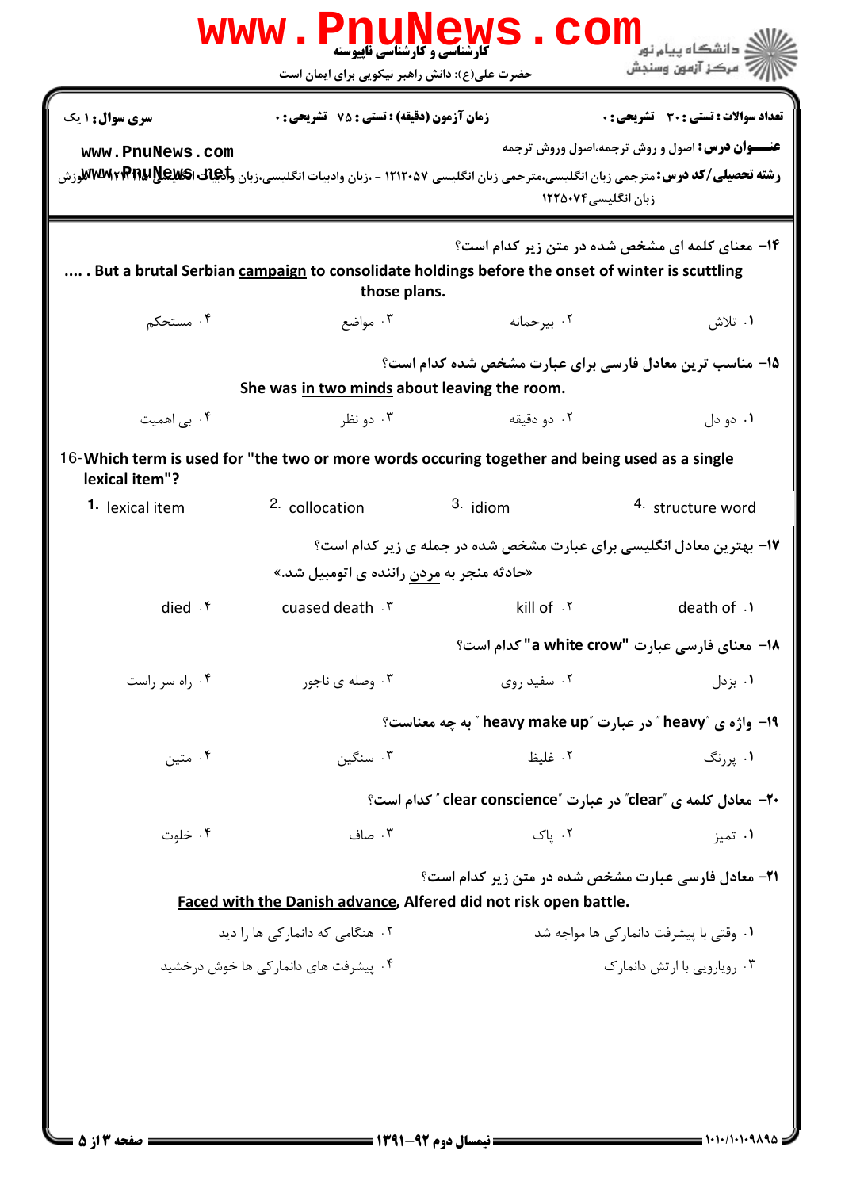**سری سوال:** ۱ یک | **زمان آزمون (دقیقه) : تستی :** ۷۵ **تشریحی :** ۰ | **تعداد سوالات : تستی :** ۳۰ **تشریحی :** ۰

**عنـــوان درس:** اصول و روش ترجمه،اصول وروش ترجمه

**رشته تحصیلی/کد درس:** مترجمی زبان انگلیسی،مترجمی زبان انگلیسی ۱۲۱۲۰۵۷ - ،زبان وادبیات انگلیسی،زبان وادبیات انگلیسی،آموزش زبان انگلیسی۱۲۲۵۰۷۴

---

۱۴- معنای کلمه ای مشخص شده در متن زیر کدام است؟

.... . But a brutal Serbian campaign to consolidate holdings before the onset of winter is scuttling those plans.

۱. تلاش
۲. بیرحمانه
۳. مواضع
۴. مستحکم

۱۵- مناسب ترین معادل فارسی برای عبارت مشخص شده کدام است؟

She was in two minds about leaving the room.

۱. دو دل
۲. دو دقیقه
۳. دو نظر
۴. بی اهمیت

16-Which term is used for "the two or more words occuring together and being used as a single lexical item"?

1. lexical item
2. collocation
3. idiom
4. structure word

۱۷- بهترین معادل انگلیسی برای عبارت مشخص شده در جمله ی زیر کدام است؟

«حادثه منجر به مردن راننده ی اتومبیل شد.»

۱. death of
۲. kill of
۳. cuased death
۴. died

۱۸- معنای فارسی عبارت "a white crow" کدام است؟

۱. بزدل
۲. سفید روی
۳. وصله ی ناجور
۴. راه سر راست

۱۹- واژه ی "heavy" در عبارت "heavy make up" به چه معناست؟

۱. پررنگ
۲. غلیظ
۳. سنگین
۴. متین

۲۰- معادل کلمه ی "clear" در عبارت "clear conscience" کدام است؟

۱. تمیز
۲. پاک
۳. صاف
۴. خلوت

۲۱- معادل فارسی عبارت مشخص شده در متن زیر کدام است؟

Faced with the Danish advance, Alfered did not risk open battle.

۱. وقتی با پیشرفت دانمارکی ها مواجه شد
۲. هنگامی که دانمارکی ها را دید
۳. رویارویی با ارتش دانمارک
۴. پیشرفت های دانمارکی ها خوش درخشید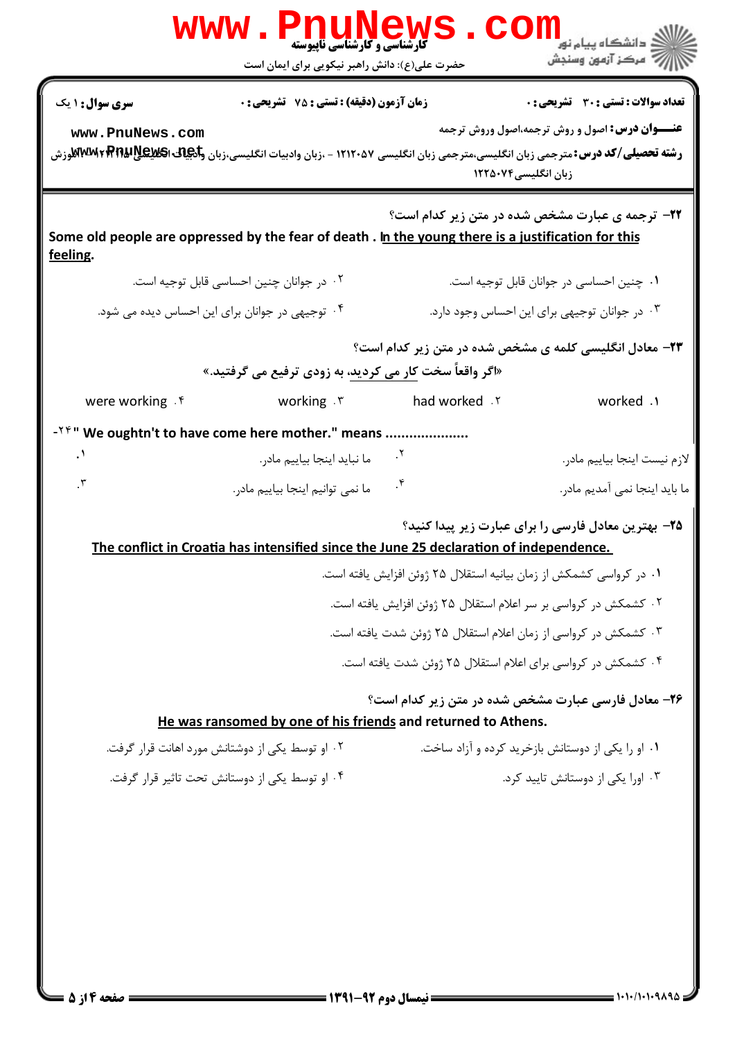**سری سوال:** ۱ یک | **زمان آزمون (دقیقه) : تستی :** ۷۵ **تشریحی :** ۰ | **تعداد سوالات : تستی :** ۳۰ **تشریحی :** ۰

**عنـــوان درس:** اصول و روش ترجمه،اصول وروش ترجمه

**رشته تحصیلی/کد درس:** مترجمی زبان انگلیسی،مترجمی زبان انگلیسی ۱۲۱۲۰۵۷ - ،زبان وادبیات انگلیسی،زبان وادبیات انگلیسی ۱۲۱۲۰۷۳ - ،آموزش زبان انگلیسی۱۲۲۵۰۷۴

---

**۲۲- ترجمه ی عبارت مشخص شده در متن زیر کدام است؟**

Some old people are oppressed by the fear of death . In the young there is a justification for this feeling.

۱. چنین احساسی در جوانان قابل توجیه است.

۲. در جوانان چنین احساسی قابل توجیه است.

۳. در جوانان توجیهی برای این احساس وجود دارد.

۴. توجیهی در جوانان برای این احساس دیده می شود.

**۲۳- معادل انگلیسی کلمه ی مشخص شده در متن زیر کدام است؟**

«اگر واقعاً سخت کار می کردید، به زودی ترفیع می گرفتید.»

۱. worked

۲. had worked

۳. working

۴. were working

**۲۴-** " We oughtn't to have come here mother." means ....................

۱. لازم نیست اینجا بیاییم مادر.

۲. ما نباید اینجا بیاییم مادر.

۳. ما باید اینجا نمی آمدیم مادر.

۴. ما نمی توانیم اینجا بیاییم مادر.

**۲۵- بهترین معادل فارسی را برای عبارت زیر پیدا کنید؟**

The conflict in Croatia has intensified since the June 25 declaration of independence.

۱. در کرواسی کشمکش از زمان بیانیه استقلال ۲۵ ژوئن افزایش یافته است.

۲. کشمکش در کرواسی بر سر اعلام استقلال ۲۵ ژوئن افزایش یافته است.

۳. کشمکش در کرواسی از زمان اعلام استقلال ۲۵ ژوئن شدت یافته است.

۴. کشمکش در کرواسی برای اعلام استقلال ۲۵ ژوئن شدت یافته است.

**۲۶- معادل فارسی عبارت مشخص شده در متن زیر کدام است؟**

He was ransomed by one of his friends and returned to Athens.

۱. او را یکی از دوستانش بازخرید کرده و آزاد ساخت.

۲. او توسط یکی از دوشتانش مورد اهانت قرار گرفت.

۳. اورا یکی از دوستانش تایید کرد.

۴. او توسط یکی از دوستانش تحت تاثیر قرار گرفت.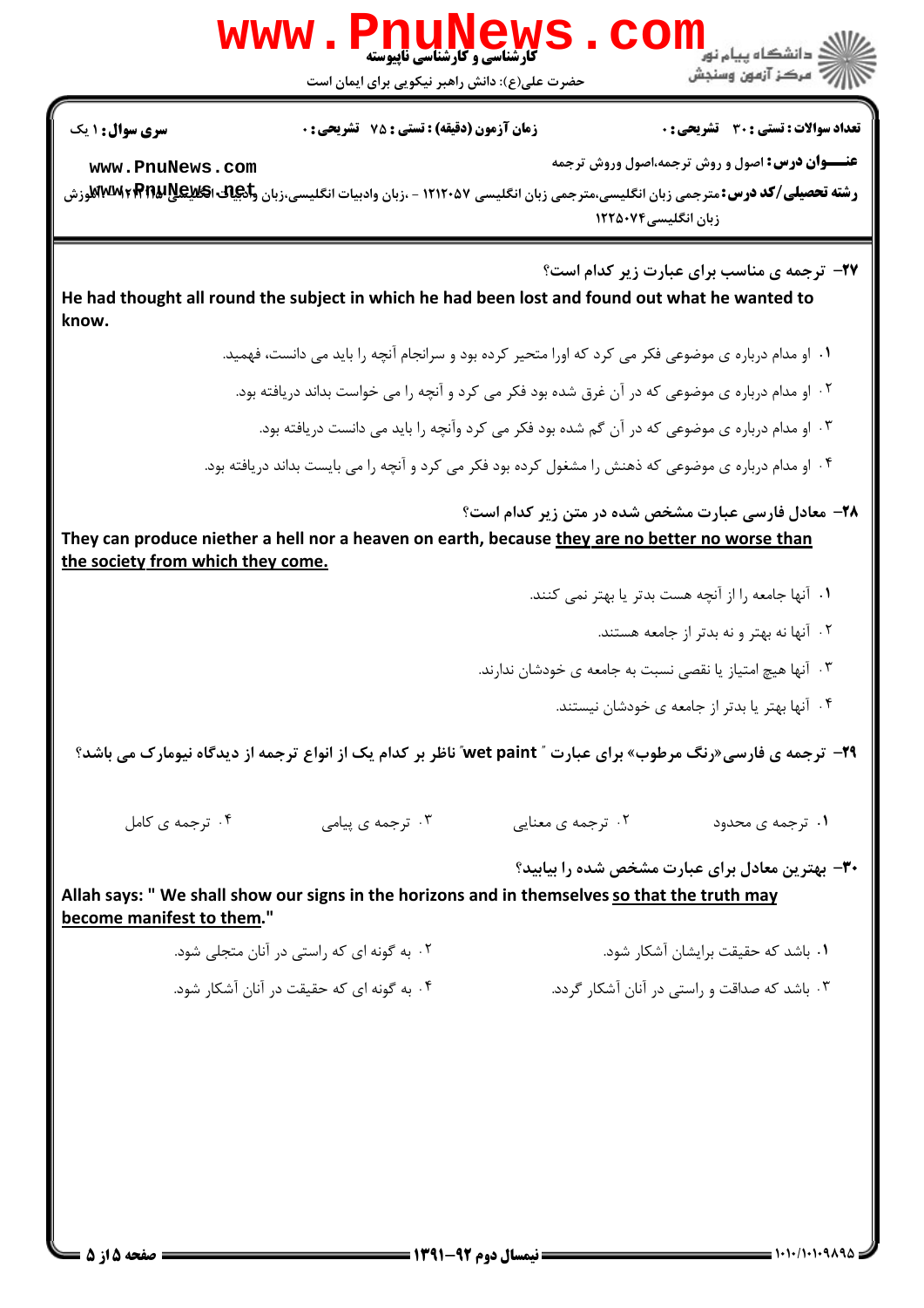**تعداد سوالات : تستی : ۳۰ تشریحی : ۰** | **زمان آزمون (دقیقه) : تستی : ۷۵ تشریحی : ۰** | **سری سوال : ۱ یک**

**عنـــوان درس:** اصول و روش ترجمه،اصول وروش ترجمه

**رشته تحصیلی/کد درس:** مترجمی زبان انگلیسی،مترجمی زبان انگلیسی ۱۲۱۲۰۵۷ - ،زبان وادبیات انگلیسی،زبان وادبیات انگلیسی ۱۲۱۲۰۷۷ - ،آموزش زبان انگلیسی۱۲۲۵۰۷۴

---

**۲۷- ترجمه ی مناسب برای عبارت زیر کدام است؟**

He had thought all round the subject in which he had been lost and found out what he wanted to know.

۱. او مدام درباره ی موضوعی فکر می کرد که اورا متحیر کرده بود و سرانجام آنچه را باید می دانست، فهمید.

۲. او مدام درباره ی موضوعی که در آن غرق شده بود فکر می کرد و آنچه را می خواست بداند دریافته بود.

۳. او مدام درباره ی موضوعی که در آن گم شده بود فکر می کرد وآنچه را باید می دانست دریافته بود.

۴. او مدام درباره ی موضوعی که ذهنش را مشغول کرده بود فکر می کرد و آنچه را می بایست بداند دریافته بود.

**۲۸- معادل فارسی عبارت مشخص شده در متن زیر کدام است؟**

They can produce niether a hell nor a heaven on earth, because <u>they are no better no worse than the society from which they come.</u>

۱. آنها جامعه را از آنچه هست بدتر یا بهتر نمی کنند.

۲. آنها نه بهتر و نه بدتر از جامعه هستند.

۳. آنها هیچ امتیاز یا نقصی نسبت به جامعه ی خودشان ندارند.

۴. آنها بهتر یا بدتر از جامعه ی خودشان نیستند.

**۲۹- ترجمه ی فارسی«رنگ مرطوب» برای عبارت " wet paint" ناظر بر کدام یک از انواع ترجمه از دیدگاه نیومارک می باشد؟**

۱. ترجمه ی محدود

۲. ترجمه ی معنایی

۳. ترجمه ی پیامی

۴. ترجمه ی کامل

**۳۰- بهترین معادل برای عبارت مشخص شده را بیابید؟**

Allah says: " We shall show our signs in the horizons and in themselves <u>so that the truth may become manifest to them.</u>"

۱. باشد که حقیقت برایشان آشکار شود.

۲. به گونه ای که راستی در آنان متجلی شود.

۳. باشد که صداقت و راستی در آنان آشکار گردد.

۴. به گونه ای که حقیقت در آنان آشکار شود.